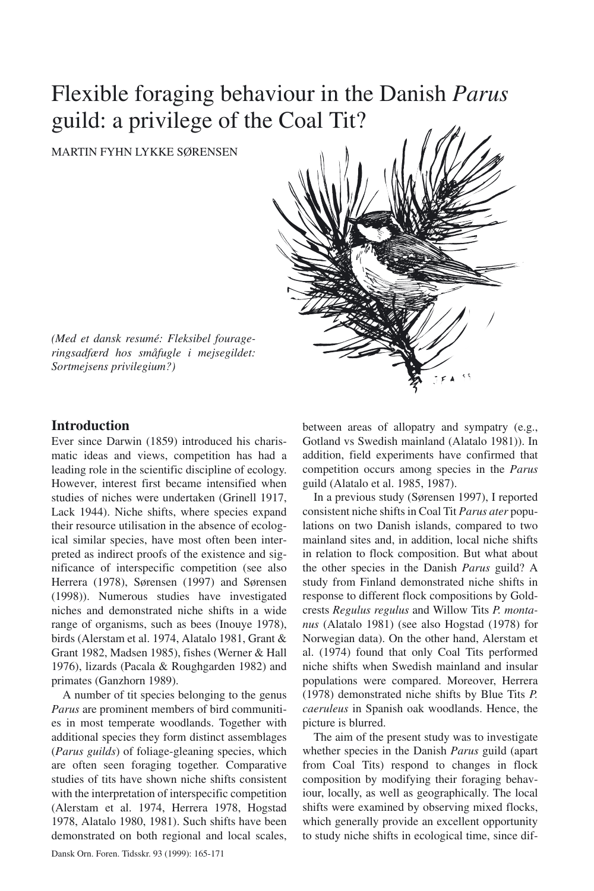# Flexible foraging behaviour in the Danish *Parus* guild: a privilege of the Coal Tit?

MARTIN FYHN LYKKE SØRENSEN

*(Med et dansk resumé: Fleksibel fourageringsadfærd hos småfugle i mejsegildet: Sortmejsens privilegium?)*

## Introduction

Ever since Darwin (1859) introduced his charismatic ideas and views, competition has had a leading role in the scientific discipline of ecology. However, interest first became intensified when studies of niches were undertaken (Grinell 1917, Lack 1944). Niche shifts, where species expand their resource utilisation in the absence of ecological similar species, have most often been interpreted as indirect proofs of the existence and significance of interspecific competition (see also Herrera (1978), Sørensen (1997) and Sørensen (1998)). Numerous studies have investigated niches and demonstrated niche shifts in a wide range of organisms, such as bees (Inouye 1978), birds (Alerstam et al. 1974, Alatalo 1981, Grant & Grant 1982, Madsen 1985), fishes (Werner & Hall 1976), lizards (Pacala & Roughgarden 1982) and primates (Ganzhorn 1989).

A number of tit species belonging to the genus *Parus* are prominent members of bird communities in most temperate woodlands. Together with additional species they form distinct assemblages (*Parus guilds*) of foliage-gleaning species, which are often seen foraging together. Comparative studies of tits have shown niche shifts consistent with the interpretation of interspecific competition (Alerstam et al. 1974, Herrera 1978, Hogstad 1978, Alatalo 1980, 1981). Such shifts have been demonstrated on both regional and local scales, between areas of allopatry and sympatry (e.g., Gotland vs Swedish mainland (Alatalo 1981)). In addition, field experiments have confirmed that competition occurs among species in the *Parus* guild (Alatalo et al. 1985, 1987).

In a previous study (Sørensen 1997), I reported consistent niche shifts in Coal Tit *Parus ater* populations on two Danish islands, compared to two mainland sites and, in addition, local niche shifts in relation to flock composition. But what about the other species in the Danish *Parus* guild? A study from Finland demonstrated niche shifts in response to different flock compositions by Goldcrests *Regulus regulus* and Willow Tits *P. montanus* (Alatalo 1981) (see also Hogstad (1978) for Norwegian data). On the other hand, Alerstam et al. (1974) found that only Coal Tits performed niche shifts when Swedish mainland and insular populations were compared. Moreover, Herrera (1978) demonstrated niche shifts by Blue Tits *P. caeruleus* in Spanish oak woodlands. Hence, the picture is blurred.

The aim of the present study was to investigate whether species in the Danish *Parus* guild (apart from Coal Tits) respond to changes in flock composition by modifying their foraging behaviour, locally, as well as geographically. The local shifts were examined by observing mixed flocks, which generally provide an excellent opportunity to study niche shifts in ecological time, since dif-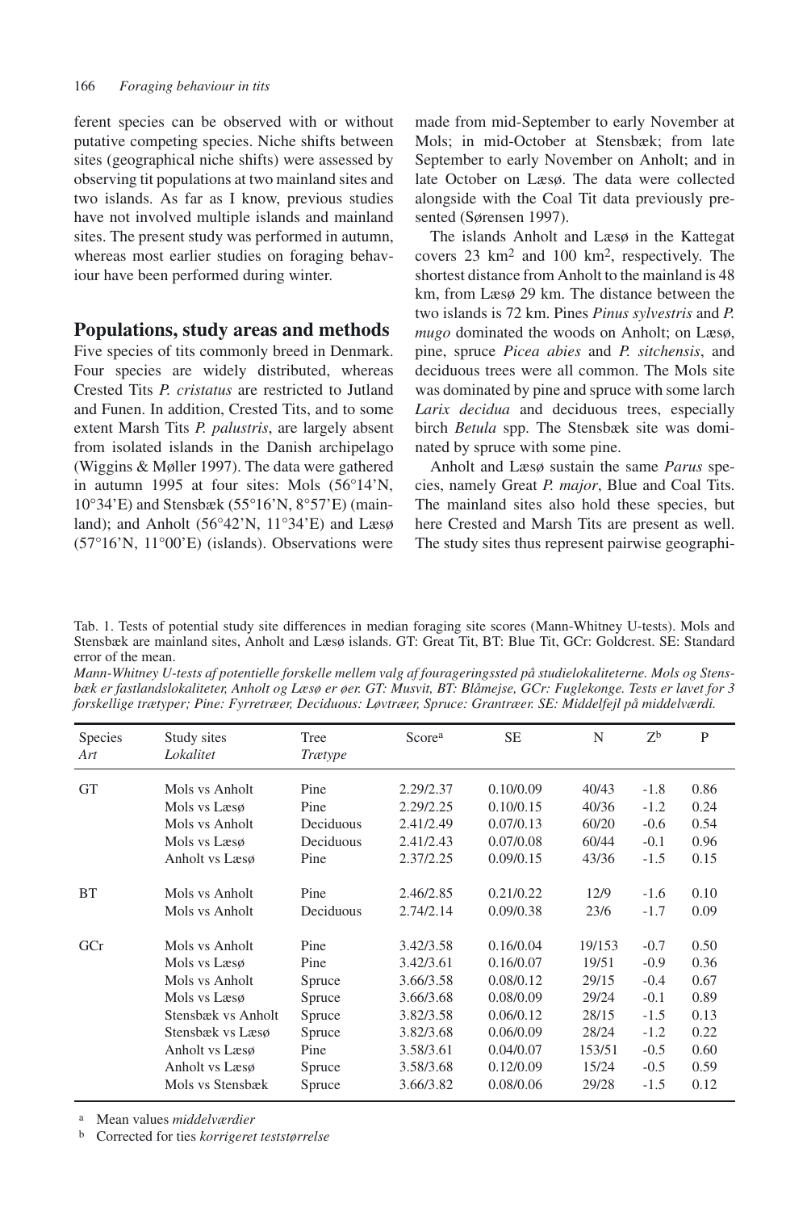ferent species can be observed with or without putative competing species. Niche shifts between sites (geographical niche shifts) were assessed by observing tit populations at two mainland sites and two islands. As far as I know, previous studies have not involved multiple islands and mainland sites. The present study was performed in autumn, whereas most earlier studies on foraging behaviour have been performed during winter.

## Populations, study areas and methods

Five species of tits commonly breed in Denmark. Four species are widely distributed, whereas Crested Tits *P. cristatus* are restricted to Jutland and Funen. In addition, Crested Tits, and to some extent Marsh Tits *P. palustris*, are largely absent from isolated islands in the Danish archipelago (Wiggins & Møller 1997). The data were gathered in autumn 1995 at four sites: Mols (56°14'N, 10°34'E) and Stensbæk (55°16'N, 8°57'E) (mainland); and Anholt (56°42'N, 11°34'E) and Læsø (57°16'N, 11°00'E) (islands). Observations were made from mid-September to early November at Mols; in mid-October at Stensbæk; from late September to early November on Anholt; and in late October on Læsø. The data were collected alongside with the Coal Tit data previously presented (Sørensen 1997).

The islands Anholt and Læsø in the Kattegat covers 23 km$^2$ and 100 km$^2$, respectively. The shortest distance from Anholt to the mainland is 48 km, from Læsø 29 km. The distance between the two islands is 72 km. Pines *Pinus sylvestris* and *P. mugo* dominated the woods on Anholt; on Læsø, pine, spruce *Picea abies* and *P. sitchensis*, and deciduous trees were all common. The Mols site was dominated by pine and spruce with some larch *Larix decidua* and deciduous trees, especially birch *Betula* spp. The Stensbæk site was dominated by spruce with some pine.

Anholt and Læsø sustain the same *Parus* species, namely Great *P. major*, Blue and Coal Tits. The mainland sites also hold these species, but here Crested and Marsh Tits are present as well. The study sites thus represent pairwise geographi-

Tab. 1. Tests of potential study site differences in median foraging site scores (Mann-Whitney U-tests). Mols and Stensbæk are mainland sites, Anholt and Læsø islands. GT: Great Tit, BT: Blue Tit, GCr: Goldcrest. SE: Standard error of the mean.

*Mann-Whitney U-tests af potentielle forskelle mellem valg af fouragerings­sted på studielokaliteterne. Mols og Stensbæk er fastlandslokaliteter, Anholt og Læsø er øer. GT: Musvit, BT: Blåmejse, GCr: Fuglekonge. Tests er lavet for 3 forskellige trætyper; Pine: Fyrretræer, Deciduous: Løvtræer, Spruce: Grantræer. SE: Middelfejl på middelværdi.*

| Species<br>*Art* | Study sites<br>*Lokalitet* | Tree<br>*Trætype* | Score[a] | SE | N | Z[b] | P |
|---|---|---|---|---|---|---|---|
| GT | Mols vs Anholt | Pine | 2.29/2.37 | 0.10/0.09 | 40/43 | -1.8 | 0.86 |
| | Mols vs Læsø | Pine | 2.29/2.25 | 0.10/0.15 | 40/36 | -1.2 | 0.24 |
| | Mols vs Anholt | Deciduous | 2.41/2.49 | 0.07/0.13 | 60/20 | -0.6 | 0.54 |
| | Mols vs Læsø | Deciduous | 2.41/2.43 | 0.07/0.08 | 60/44 | -0.1 | 0.96 |
| | Anholt vs Læsø | Pine | 2.37/2.25 | 0.09/0.15 | 43/36 | -1.5 | 0.15 |
| BT | Mols vs Anholt | Pine | 2.46/2.85 | 0.21/0.22 | 12/9 | -1.6 | 0.10 |
| | Mols vs Anholt | Deciduous | 2.74/2.14 | 0.09/0.38 | 23/6 | -1.7 | 0.09 |
| GCr | Mols vs Anholt | Pine | 3.42/3.58 | 0.16/0.04 | 19/153 | -0.7 | 0.50 |
| | Mols vs Læsø | Pine | 3.42/3.61 | 0.16/0.07 | 19/51 | -0.9 | 0.36 |
| | Mols vs Anholt | Spruce | 3.66/3.58 | 0.08/0.12 | 29/15 | -0.4 | 0.67 |
| | Mols vs Læsø | Spruce | 3.66/3.68 | 0.08/0.09 | 29/24 | -0.1 | 0.89 |
| | Stensbæk vs Anholt | Spruce | 3.82/3.58 | 0.06/0.12 | 28/15 | -1.5 | 0.13 |
| | Stensbæk vs Læsø | Spruce | 3.82/3.68 | 0.06/0.09 | 28/24 | -1.2 | 0.22 |
| | Anholt vs Læsø | Pine | 3.58/3.61 | 0.04/0.07 | 153/51 | -0.5 | 0.60 |
| | Anholt vs Læsø | Spruce | 3.58/3.68 | 0.12/0.09 | 15/24 | -0.5 | 0.59 |
| | Mols vs Stensbæk | Spruce | 3.66/3.82 | 0.08/0.06 | 29/28 | -1.5 | 0.12 |

[a] Mean values *middelværdier*

[b] Corrected for ties *korrigeret teststørrelse*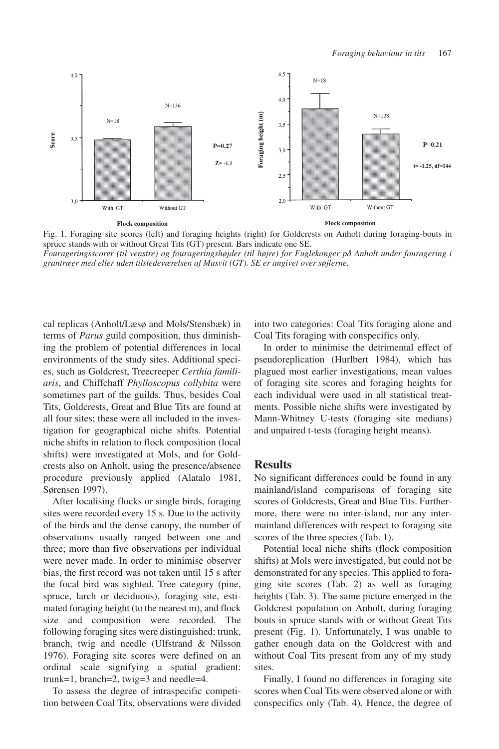Fig. 1. Foraging site scores (left) and foraging heights (right) for Goldcrests on Anholt during foraging-bouts in spruce stands with or without Great Tits (GT) present. Bars indicate one SE.
*Fourageringsscorer (til venstre) og fourageringshøjder (til højre) for Fuglekonger på Anholt under fouragering i grantræer med eller uden tilstedeværelsen af Musvit (GT). SE er angivet over søjlerne.*

cal replicas (Anholt/Læsø and Mols/Stensbæk) in terms of *Parus* guild composition, thus diminishing the problem of potential differences in local environments of the study sites. Additional species, such as Goldcrest, Treecreeper *Certhia familiaris*, and Chiffchaff *Phylloscopus collybita* were sometimes part of the guilds. Thus, besides Coal Tits, Goldcrests, Great and Blue Tits are found at all four sites; these were all included in the investigation for geographical niche shifts. Potential niche shifts in relation to flock composition (local shifts) were investigated at Mols, and for Goldcrests also on Anholt, using the presence/absence procedure previously applied (Alatalo 1981, Sørensen 1997).

After localising flocks or single birds, foraging sites were recorded every 15 s. Due to the activity of the birds and the dense canopy, the number of observations usually ranged between one and three; more than five observations per individual were never made. In order to minimise observer bias, the first record was not taken until 15 s after the focal bird was sighted. Tree category (pine, spruce, larch or deciduous), foraging site, estimated foraging height (to the nearest m), and flock size and composition were recorded. The following foraging sites were distinguished: trunk, branch, twig and needle (Ulfstrand & Nilsson 1976). Foraging site scores were defined on an ordinal scale signifying a spatial gradient: trunk=1, branch=2, twig=3 and needle=4.

To assess the degree of intraspecific competition between Coal Tits, observations were divided into two categories: Coal Tits foraging alone and Coal Tits foraging with conspecifics only.

In order to minimise the detrimental effect of pseudoreplication (Hurlbert 1984), which has plagued most earlier investigations, mean values of foraging site scores and foraging heights for each individual were used in all statistical treatments. Possible niche shifts were investigated by Mann-Whitney U-tests (foraging site medians) and unpaired t-tests (foraging height means).

## Results

No significant differences could be found in any mainland/island comparisons of foraging site scores of Goldcrests, Great and Blue Tits. Furthermore, there were no inter-island, nor any inter-mainland differences with respect to foraging site scores of the three species (Tab. 1).

Potential local niche shifts (flock composition shifts) at Mols were investigated, but could not be demonstrated for any species. This applied to foraging site scores (Tab. 2) as well as foraging heights (Tab. 3). The same picture emerged in the Goldcrest population on Anholt, during foraging bouts in spruce stands with or without Great Tits present (Fig. 1). Unfortunately, I was unable to gather enough data on the Goldcrest with and without Coal Tits present from any of my study sites.

Finally, I found no differences in foraging site scores when Coal Tits were observed alone or with conspecifics only (Tab. 4). Hence, the degree of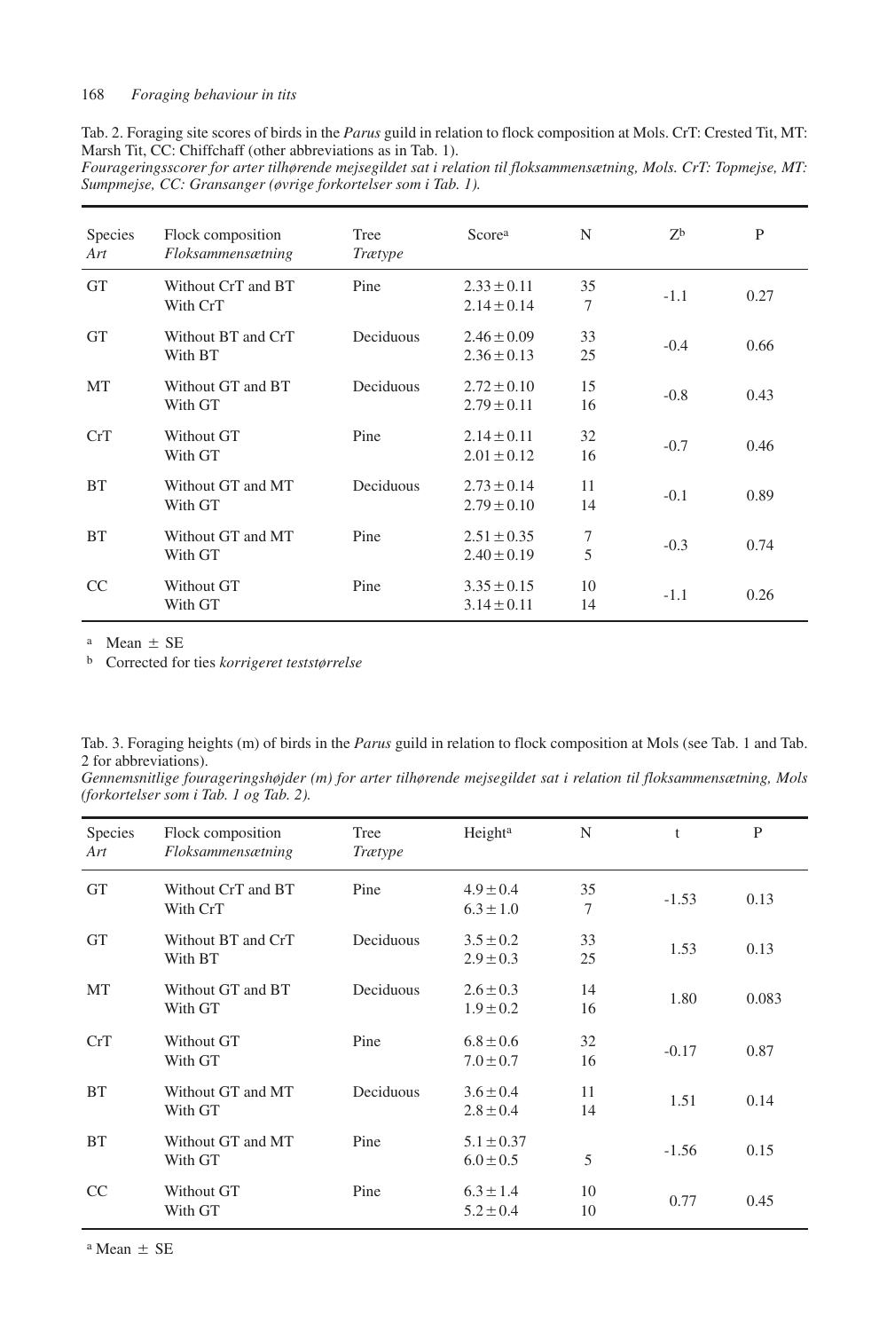Tab. 2. Foraging site scores of birds in the *Parus* guild in relation to flock composition at Mols. CrT: Crested Tit, MT: Marsh Tit, CC: Chiffchaff (other abbreviations as in Tab. 1).
*Fourageringsscorer for arter tilhørende mejsegildet sat i relation til floksammensætning, Mols. CrT: Topmejse, MT: Sumpmejse, CC: Gransanger (øvrige forkortelser som i Tab. 1).*

| Species *Art* | Flock composition *Floksammensætning* | Tree *Trætype* | Score[a] | N | Z[b] | P |
|---|---|---|---|---|---|---|
| GT | Without CrT and BT<br>With CrT | Pine | 2.33 ± 0.11<br>2.14 ± 0.14 | 35<br>7 | -1.1 | 0.27 |
| GT | Without BT and CrT<br>With BT | Deciduous | 2.46 ± 0.09<br>2.36 ± 0.13 | 33<br>25 | -0.4 | 0.66 |
| MT | Without GT and BT<br>With GT | Deciduous | 2.72 ± 0.10<br>2.79 ± 0.11 | 15<br>16 | -0.8 | 0.43 |
| CrT | Without GT<br>With GT | Pine | 2.14 ± 0.11<br>2.01 ± 0.12 | 32<br>16 | -0.7 | 0.46 |
| BT | Without GT and MT<br>With GT | Deciduous | 2.73 ± 0.14<br>2.79 ± 0.10 | 11<br>14 | -0.1 | 0.89 |
| BT | Without GT and MT<br>With GT | Pine | 2.51 ± 0.35<br>2.40 ± 0.19 | 7<br>5 | -0.3 | 0.74 |
| CC | Without GT<br>With GT | Pine | 3.35 ± 0.15<br>3.14 ± 0.11 | 10<br>14 | -1.1 | 0.26 |

[a] Mean ± SE
[b] Corrected for ties *korrigeret teststørrelse*

Tab. 3. Foraging heights (m) of birds in the *Parus* guild in relation to flock composition at Mols (see Tab. 1 and Tab. 2 for abbreviations).
*Gennemsnitlige fourageringshøjder (m) for arter tilhørende mejsegildet sat i relation til floksammensætning, Mols (forkortelser som i Tab. 1 og Tab. 2).*

| Species *Art* | Flock composition *Floksammensætning* | Tree *Trætype* | Height[a] | N | t | P |
|---|---|---|---|---|---|---|
| GT | Without CrT and BT<br>With CrT | Pine | 4.9 ± 0.4<br>6.3 ± 1.0 | 35<br>7 | -1.53 | 0.13 |
| GT | Without BT and CrT<br>With BT | Deciduous | 3.5 ± 0.2<br>2.9 ± 0.3 | 33<br>25 | 1.53 | 0.13 |
| MT | Without GT and BT<br>With GT | Deciduous | 2.6 ± 0.3<br>1.9 ± 0.2 | 14<br>16 | 1.80 | 0.083 |
| CrT | Without GT<br>With GT | Pine | 6.8 ± 0.6<br>7.0 ± 0.7 | 32<br>16 | -0.17 | 0.87 |
| BT | Without GT and MT<br>With GT | Deciduous | 3.6 ± 0.4<br>2.8 ± 0.4 | 11<br>14 | 1.51 | 0.14 |
| BT | Without GT and MT<br>With GT | Pine | 5.1 ± 0.37<br>6.0 ± 0.5 | <br>5 | -1.56 | 0.15 |
| CC | Without GT<br>With GT | Pine | 6.3 ± 1.4<br>5.2 ± 0.4 | 10<br>10 | 0.77 | 0.45 |

[a] Mean ± SE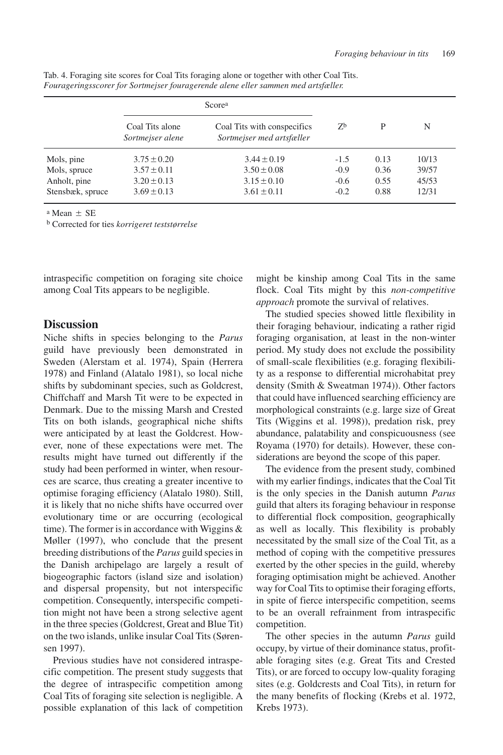Tab. 4. Foraging site scores for Coal Tits foraging alone or together with other Coal Tits.
*Fourageringsscorer for Sortmejser fouragerende alene eller sammen med artsfæller.*

| | Score[a] | | | | |
|---|---|---|---|---|---|
| | Coal Tits alone *Sortmejser alene* | Coal Tits with conspecifics *Sortmejser med artsfæller* | Z[b] | P | N |
| Mols, pine | 3.75 ± 0.20 | 3.44 ± 0.19 | -1.5 | 0.13 | 10/13 |
| Mols, spruce | 3.57 ± 0.11 | 3.50 ± 0.08 | -0.9 | 0.36 | 39/57 |
| Anholt, pine | 3.20 ± 0.13 | 3.15 ± 0.10 | -0.6 | 0.55 | 45/53 |
| Stensbæk, spruce | 3.69 ± 0.13 | 3.61 ± 0.11 | -0.2 | 0.88 | 12/31 |

[a] Mean ± SE
[b] Corrected for ties *korrigeret teststørrelse*

intraspecific competition on foraging site choice among Coal Tits appears to be negligible.

## Discussion

Niche shifts in species belonging to the *Parus* guild have previously been demonstrated in Sweden (Alerstam et al. 1974), Spain (Herrera 1978) and Finland (Alatalo 1981), so local niche shifts by subdominant species, such as Goldcrest, Chiffchaff and Marsh Tit were to be expected in Denmark. Due to the missing Marsh and Crested Tits on both islands, geographical niche shifts were anticipated by at least the Goldcrest. However, none of these expectations were met. The results might have turned out differently if the study had been performed in winter, when resources are scarce, thus creating a greater incentive to optimise foraging efficiency (Alatalo 1980). Still, it is likely that no niche shifts have occurred over evolutionary time or are occurring (ecological time). The former is in accordance with Wiggins & Møller (1997), who conclude that the present breeding distributions of the *Parus* guild species in the Danish archipelago are largely a result of biogeographic factors (island size and isolation) and dispersal propensity, but not interspecific competition. Consequently, interspecific competition might not have been a strong selective agent in the three species (Goldcrest, Great and Blue Tit) on the two islands, unlike insular Coal Tits (Sørensen 1997).

Previous studies have not considered intraspecific competition. The present study suggests that the degree of intraspecific competition among Coal Tits of foraging site selection is negligible. A possible explanation of this lack of competition might be kinship among Coal Tits in the same flock. Coal Tits might by this *non-competitive approach* promote the survival of relatives.

The studied species showed little flexibility in their foraging behaviour, indicating a rather rigid foraging organisation, at least in the non-winter period. My study does not exclude the possibility of small-scale flexibilities (e.g. foraging flexibility as a response to differential microhabitat prey density (Smith & Sweatman 1974)). Other factors that could have influenced searching efficiency are morphological constraints (e.g. large size of Great Tits (Wiggins et al. 1998)), predation risk, prey abundance, palatability and conspicuousness (see Royama (1970) for details). However, these considerations are beyond the scope of this paper.

The evidence from the present study, combined with my earlier findings, indicates that the Coal Tit is the only species in the Danish autumn *Parus* guild that alters its foraging behaviour in response to differential flock composition, geographically as well as locally. This flexibility is probably necessitated by the small size of the Coal Tit, as a method of coping with the competitive pressures exerted by the other species in the guild, whereby foraging optimisation might be achieved. Another way for Coal Tits to optimise their foraging efforts, in spite of fierce interspecific competition, seems to be an overall refrainment from intraspecific competition.

The other species in the autumn *Parus* guild occupy, by virtue of their dominance status, profitable foraging sites (e.g. Great Tits and Crested Tits), or are forced to occupy low-quality foraging sites (e.g. Goldcrests and Coal Tits), in return for the many benefits of flocking (Krebs et al. 1972, Krebs 1973).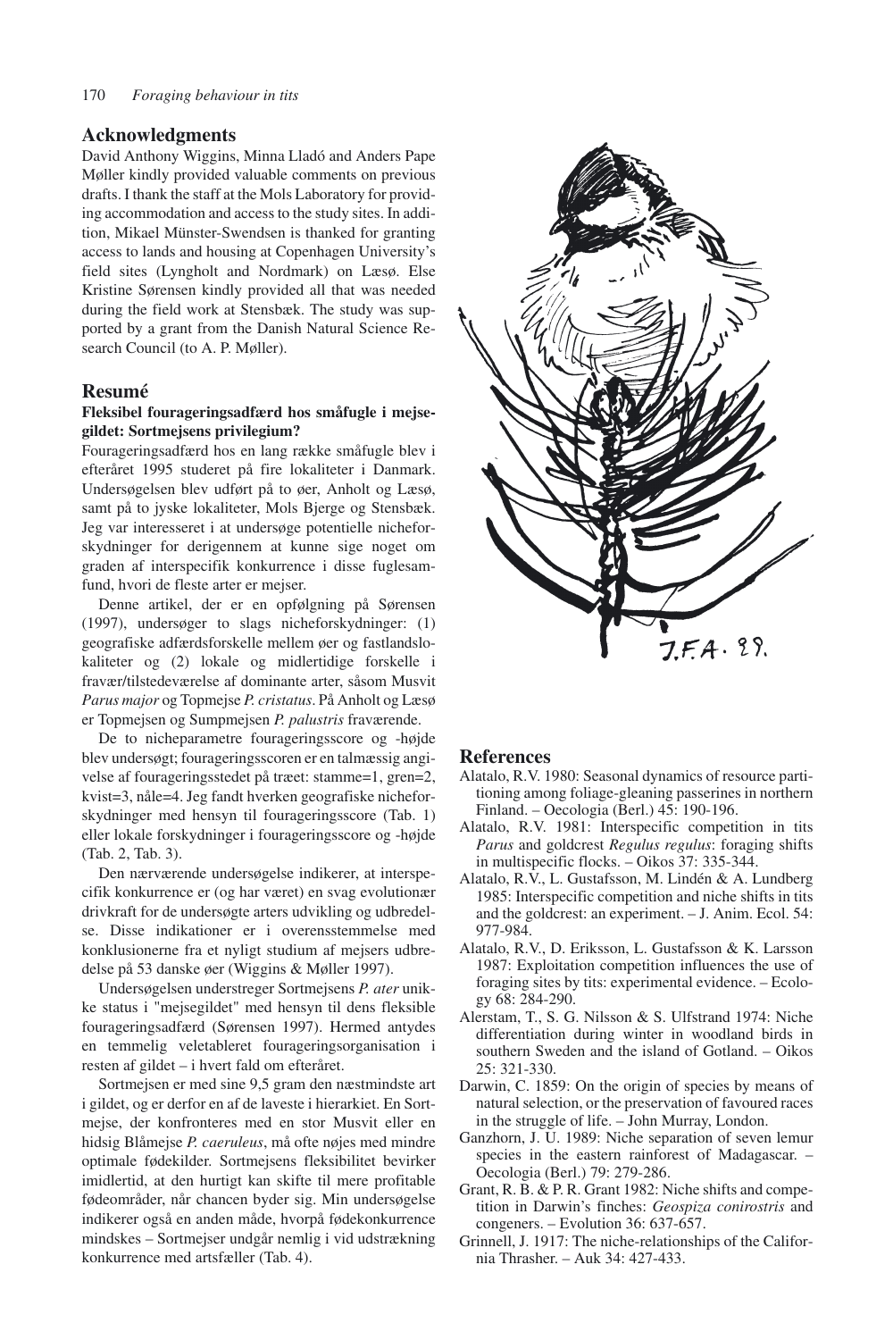## Acknowledgments

David Anthony Wiggins, Minna Lladó and Anders Pape Møller kindly provided valuable comments on previous drafts. I thank the staff at the Mols Laboratory for providing accommodation and access to the study sites. In addition, Mikael Münster-Swendsen is thanked for granting access to lands and housing at Copenhagen University's field sites (Lyngholt and Nordmark) on Læsø. Else Kristine Sørensen kindly provided all that was needed during the field work at Stensbæk. The study was supported by a grant from the Danish Natural Science Research Council (to A. P. Møller).

## Resumé

**Fleksibel fourageringsadfærd hos småfugle i mejsegildet: Sortmejsens privilegium?**

Fourageringsadfærd hos en lang række småfugle blev i efteråret 1995 studeret på fire lokaliteter i Danmark. Undersøgelsen blev udført på to øer, Anholt og Læsø, samt på to jyske lokaliteter, Mols Bjerge og Stensbæk. Jeg var interesseret i at undersøge potentielle nicheforskydninger for derigennem at kunne sige noget om graden af interspecifik konkurrence i disse fuglesamfund, hvori de fleste arter er mejser.

Denne artikel, der er en opfølgning på Sørensen (1997), undersøger to slags nicheforskydninger: (1) geografiske adfærdsforskelle mellem øer og fastlandslokaliteter og (2) lokale og midlertidige forskelle i fravær/tilstedeværelse af dominante arter, såsom Musvit *Parus major* og Topmejse *P. cristatus*. På Anholt og Læsø er Topmejsen og Sumpmejsen *P. palustris* fraværende.

De to nicheparametre fourageringsscore og -højde blev undersøgt; fourageringsscoren er en talmæssig angivelse af fourageringsstedet på træet: stamme=1, gren=2, kvist=3, nåle=4. Jeg fandt hverken geografiske nicheforskydninger med hensyn til fourageringsscore (Tab. 1) eller lokale forskydninger i fourageringsscore og -højde (Tab. 2, Tab. 3).

Den nærværende undersøgelse indikerer, at interspecifik konkurrence er (og har været) en svag evolutionær drivkraft for de undersøgte arters udvikling og udbredelse. Disse indikationer er i overensstemmelse med konklusionerne fra et nyligt studium af mejsers udbredelse på 53 danske øer (Wiggins & Møller 1997).

Undersøgelsen understreger Sortmejsens *P. ater* unikke status i "mejsegildet" med hensyn til dens fleksible fourageringsadfærd (Sørensen 1997). Hermed antydes en temmelig veletableret fourageringsorganisation i resten af gildet – i hvert fald om efteråret.

Sortmejsen er med sine 9,5 gram den næstmindste art i gildet, og er derfor en af de laveste i hierarkiet. En Sortmejse, der konfronteres med en stor Musvit eller en hidsig Blåmejse *P. caeruleus*, må ofte nøjes med mindre optimale fødekilder. Sortmejsens fleksibilitet bevirker imidlertid, at den hurtigt kan skifte til mere profitable fødeområder, når chancen byder sig. Min undersøgelse indikerer også en anden måde, hvorpå fødekonkurrence mindskes – Sortmejser undgår nemlig i vid udstrækning konkurrence med artsfæller (Tab. 4).

## References

Alatalo, R.V. 1980: Seasonal dynamics of resource partitioning among foliage-gleaning passerines in northern Finland. – Oecologia (Berl.) 45: 190-196.

Alatalo, R.V. 1981: Interspecific competition in tits *Parus* and goldcrest *Regulus regulus*: foraging shifts in multispecific flocks. – Oikos 37: 335-344.

Alatalo, R.V., L. Gustafsson, M. Lindén & A. Lundberg 1985: Interspecific competition and niche shifts in tits and the goldcrest: an experiment. – J. Anim. Ecol. 54: 977-984.

Alatalo, R.V., D. Eriksson, L. Gustafsson & K. Larsson 1987: Exploitation competition influences the use of foraging sites by tits: experimental evidence. – Ecology 68: 284-290.

Alerstam, T., S. G. Nilsson & S. Ulfstrand 1974: Niche differentiation during winter in woodland birds in southern Sweden and the island of Gotland. – Oikos 25: 321-330.

Darwin, C. 1859: On the origin of species by means of natural selection, or the preservation of favoured races in the struggle of life. – John Murray, London.

Ganzhorn, J. U. 1989: Niche separation of seven lemur species in the eastern rainforest of Madagascar. – Oecologia (Berl.) 79: 279-286.

Grant, R. B. & P. R. Grant 1982: Niche shifts and competition in Darwin's finches: *Geospiza conirostris* and congeners. – Evolution 36: 637-657.

Grinnell, J. 1917: The niche-relationships of the California Thrasher. – Auk 34: 427-433.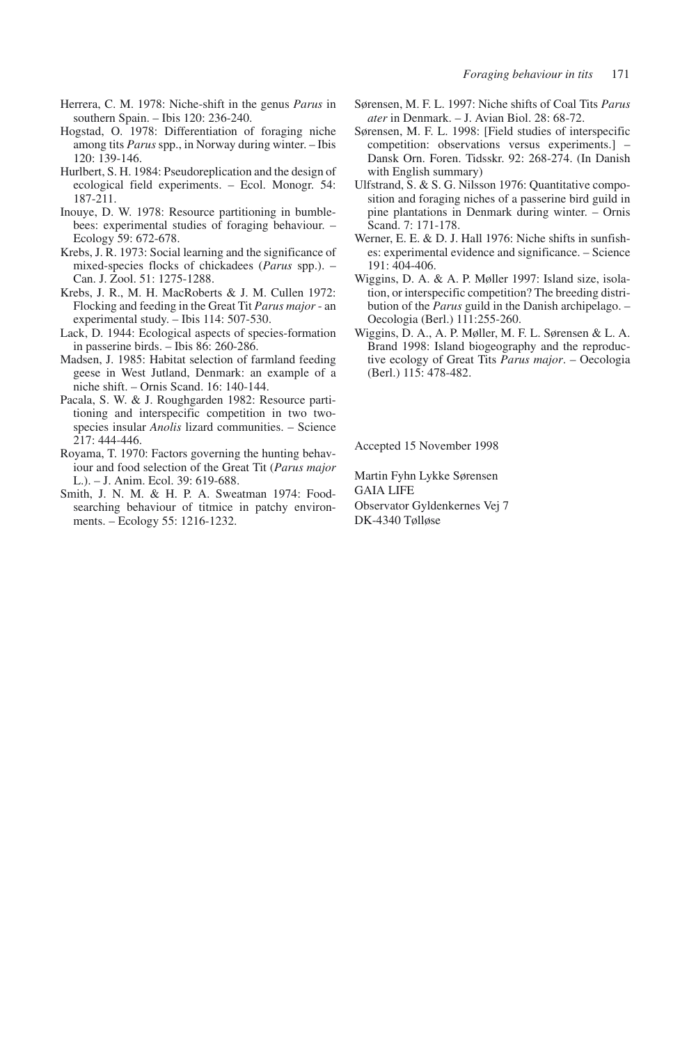Herrera, C. M. 1978: Niche-shift in the genus *Parus* in southern Spain. – Ibis 120: 236-240.

Hogstad, O. 1978: Differentiation of foraging niche among tits *Parus* spp., in Norway during winter. – Ibis 120: 139-146.

Hurlbert, S. H. 1984: Pseudoreplication and the design of ecological field experiments. – Ecol. Monogr. 54: 187-211.

Inouye, D. W. 1978: Resource partitioning in bumblebees: experimental studies of foraging behaviour. – Ecology 59: 672-678.

Krebs, J. R. 1973: Social learning and the significance of mixed-species flocks of chickadees (*Parus* spp.). – Can. J. Zool. 51: 1275-1288.

Krebs, J. R., M. H. MacRoberts & J. M. Cullen 1972: Flocking and feeding in the Great Tit *Parus major* - an experimental study. – Ibis 114: 507-530.

Lack, D. 1944: Ecological aspects of species-formation in passerine birds. – Ibis 86: 260-286.

Madsen, J. 1985: Habitat selection of farmland feeding geese in West Jutland, Denmark: an example of a niche shift. – Ornis Scand. 16: 140-144.

Pacala, S. W. & J. Roughgarden 1982: Resource partitioning and interspecific competition in two two-species insular *Anolis* lizard communities. – Science 217: 444-446.

Royama, T. 1970: Factors governing the hunting behaviour and food selection of the Great Tit (*Parus major* L.). – J. Anim. Ecol. 39: 619-688.

Smith, J. N. M. & H. P. A. Sweatman 1974: Food-searching behaviour of titmice in patchy environments. – Ecology 55: 1216-1232.

Sørensen, M. F. L. 1997: Niche shifts of Coal Tits *Parus ater* in Denmark. – J. Avian Biol. 28: 68-72.

Sørensen, M. F. L. 1998: [Field studies of interspecific competition: observations versus experiments.] – Dansk Orn. Foren. Tidsskr. 92: 268-274. (In Danish with English summary)

Ulfstrand, S. & S. G. Nilsson 1976: Quantitative composition and foraging niches of a passerine bird guild in pine plantations in Denmark during winter. – Ornis Scand. 7: 171-178.

Werner, E. E. & D. J. Hall 1976: Niche shifts in sunfishes: experimental evidence and significance. – Science 191: 404-406.

Wiggins, D. A. & A. P. Møller 1997: Island size, isolation, or interspecific competition? The breeding distribution of the *Parus* guild in the Danish archipelago. – Oecologia (Berl.) 111:255-260.

Wiggins, D. A., A. P. Møller, M. F. L. Sørensen & L. A. Brand 1998: Island biogeography and the reproductive ecology of Great Tits *Parus major*. – Oecologia (Berl.) 115: 478-482.

Accepted 15 November 1998

Martin Fyhn Lykke Sørensen
GAIA LIFE
Observator Gyldenkernes Vej 7
DK-4340 Tølløse